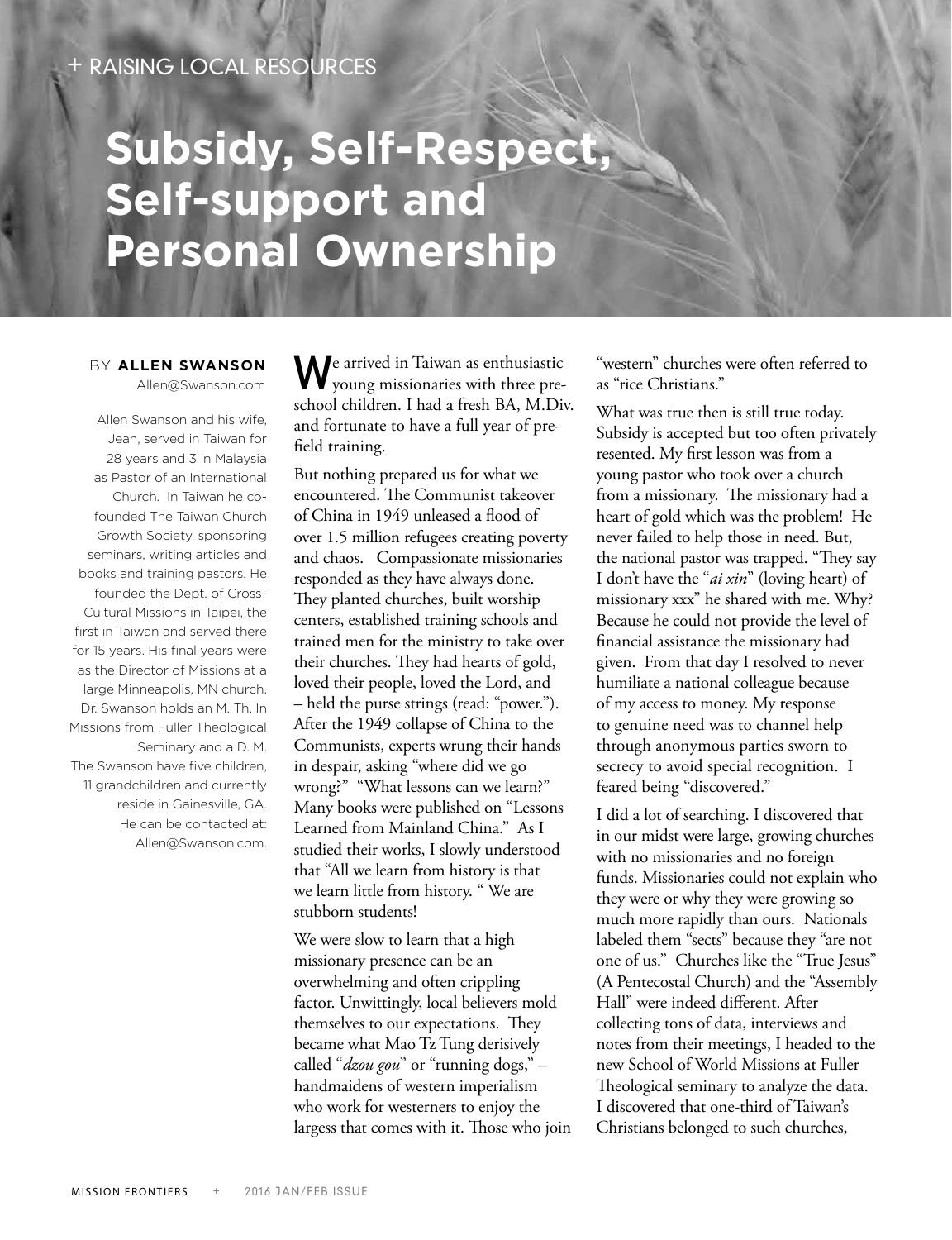+ RAISING LOCAL RESOURCES

# Subsidy, Self-Respect, Self-support and Personal Ownership

BY **ALLEN SWANSON**
Allen@Swanson.com

Allen Swanson and his wife, Jean, served in Taiwan for 28 years and 3 in Malaysia as Pastor of an International Church. In Taiwan he co-founded The Taiwan Church Growth Society, sponsoring seminars, writing articles and books and training pastors. He founded the Dept. of Cross-Cultural Missions in Taipei, the first in Taiwan and served there for 15 years. His final years were as the Director of Missions at a large Minneapolis, MN church. Dr. Swanson holds an M. Th. In Missions from Fuller Theological Seminary and a D. M. The Swanson have five children, 11 grandchildren and currently reside in Gainesville, GA. He can be contacted at: Allen@Swanson.com.

We arrived in Taiwan as enthusiastic young missionaries with three pre-school children. I had a fresh BA, M.Div. and fortunate to have a full year of pre-field training.

But nothing prepared us for what we encountered. The Communist takeover of China in 1949 unleased a flood of over 1.5 million refugees creating poverty and chaos. Compassionate missionaries responded as they have always done. They planted churches, built worship centers, established training schools and trained men for the ministry to take over their churches. They had hearts of gold, loved their people, loved the Lord, and – held the purse strings (read: "power."). After the 1949 collapse of China to the Communists, experts wrung their hands in despair, asking "where did we go wrong?" "What lessons can we learn?" Many books were published on "Lessons Learned from Mainland China." As I studied their works, I slowly understood that "All we learn from history is that we learn little from history. " We are stubborn students!

We were slow to learn that a high missionary presence can be an overwhelming and often crippling factor. Unwittingly, local believers mold themselves to our expectations. They became what Mao Tz Tung derisively called "*dzou gou*" or "running dogs," – handmaidens of western imperialism who work for westerners to enjoy the largess that comes with it. Those who join "western" churches were often referred to as "rice Christians."

What was true then is still true today. Subsidy is accepted but too often privately resented. My first lesson was from a young pastor who took over a church from a missionary. The missionary had a heart of gold which was the problem! He never failed to help those in need. But, the national pastor was trapped. "They say I don't have the "*ai xin*" (loving heart) of missionary xxx" he shared with me. Why? Because he could not provide the level of financial assistance the missionary had given. From that day I resolved to never humiliate a national colleague because of my access to money. My response to genuine need was to channel help through anonymous parties sworn to secrecy to avoid special recognition. I feared being "discovered."

I did a lot of searching. I discovered that in our midst were large, growing churches with no missionaries and no foreign funds. Missionaries could not explain who they were or why they were growing so much more rapidly than ours. Nationals labeled them "sects" because they "are not one of us." Churches like the "True Jesus" (A Pentecostal Church) and the "Assembly Hall" were indeed different. After collecting tons of data, interviews and notes from their meetings, I headed to the new School of World Missions at Fuller Theological seminary to analyze the data. I discovered that one-third of Taiwan's Christians belonged to such churches,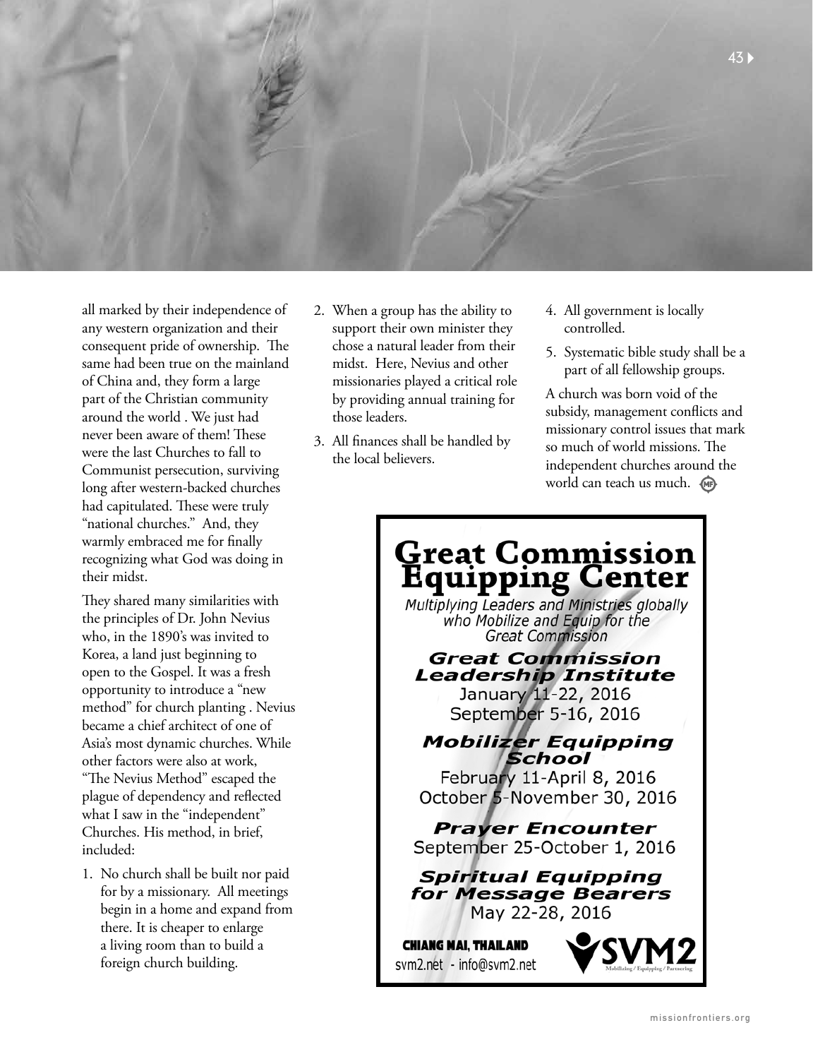all marked by their independence of any western organization and their consequent pride of ownership. The same had been true on the mainland of China and, they form a large part of the Christian community around the world . We just had never been aware of them! These were the last Churches to fall to Communist persecution, surviving long after western-backed churches had capitulated. These were truly "national churches." And, they warmly embraced me for finally recognizing what God was doing in their midst.

They shared many similarities with the principles of Dr. John Nevius who, in the 1890's was invited to Korea, a land just beginning to open to the Gospel. It was a fresh opportunity to introduce a "new method" for church planting . Nevius became a chief architect of one of Asia's most dynamic churches. While other factors were also at work, "The Nevius Method" escaped the plague of dependency and reflected what I saw in the "independent" Churches. His method, in brief, included:

1. No church shall be built nor paid for by a missionary. All meetings begin in a home and expand from there. It is cheaper to enlarge a living room than to build a foreign church building.
2. When a group has the ability to support their own minister they chose a natural leader from their midst. Here, Nevius and other missionaries played a critical role by providing annual training for those leaders.
3. All finances shall be handled by the local believers.
4. All government is locally controlled.
5. Systematic bible study shall be a part of all fellowship groups.

A church was born void of the subsidy, management conflicts and missionary control issues that mark so much of world missions. The independent churches around the world can teach us much.

**Great Commission Equipping Center**

*Multiplying Leaders and Ministries globally who Mobilize and Equip for the Great Commission*

***Great Commission Leadership Institute***
January 11-22, 2016
September 5-16, 2016

***Mobilizer Equipping School***
February 11-April 8, 2016
October 5-November 30, 2016

***Prayer Encounter***
September 25-October 1, 2016

***Spiritual Equipping for Message Bearers***
May 22-28, 2016

**CHIANG MAI, THAILAND**
svm2.net - info@svm2.net

SVM2
Mobilizing / Equipping / Partnering